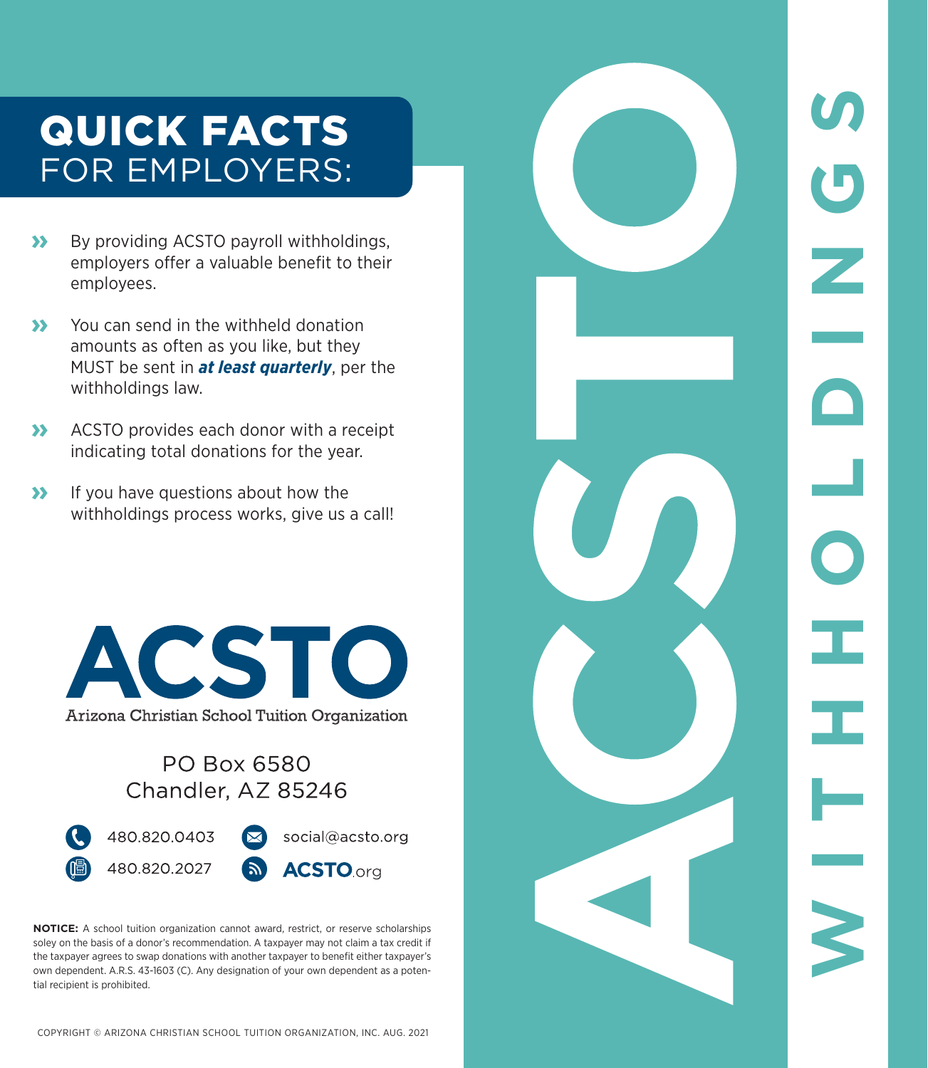# QUICK FACTS FOR EMPLOYERS:

- By providing ACSTO payroll withholdings, employers offer a valuable benefit to their employees.
- You can send in the withheld donation amounts as often as you like, but they MUST be sent in ***at least quarterly***, per the withholdings law.
- ACSTO provides each donor with a receipt indicating total donations for the year.
- If you have questions about how the withholdings process works, give us a call!

**ACSTO**
Arizona Christian School Tuition Organization

PO Box 6580
Chandler, AZ 85246

480.820.0403
480.820.2027
social@acsto.org
ACSTO.org

**NOTICE:** A school tuition organization cannot award, restrict, or reserve scholarships soley on the basis of a donor's recommendation. A taxpayer may not claim a tax credit if the taxpayer agrees to swap donations with another taxpayer to benefit either taxpayer's own dependent. A.R.S. 43-1603 (C). Any designation of your own dependent as a potential recipient is prohibited.

COPYRIGHT © ARIZONA CHRISTIAN SCHOOL TUITION ORGANIZATION, INC. AUG. 2021

# ACSTO WITHHOLDINGS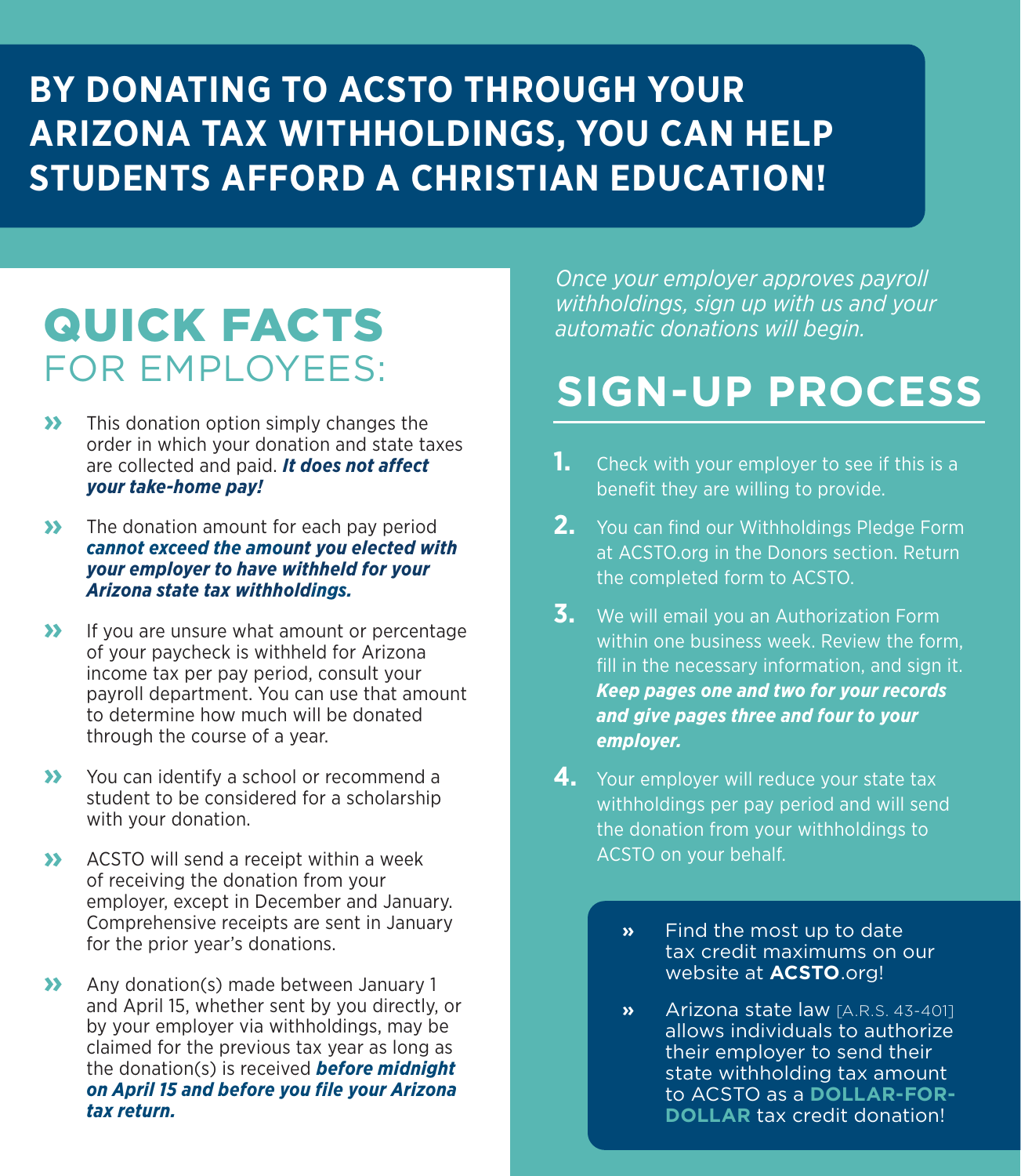# BY DONATING TO ACSTO THROUGH YOUR ARIZONA TAX WITHHOLDINGS, YOU CAN HELP STUDENTS AFFORD A CHRISTIAN EDUCATION!

## QUICK FACTS FOR EMPLOYEES:

- This donation option simply changes the order in which your donation and state taxes are collected and paid. ***It does not affect your take-home pay!***
- The donation amount for each pay period ***cannot exceed the amount you elected with your employer to have withheld for your Arizona state tax withholdings.***
- If you are unsure what amount or percentage of your paycheck is withheld for Arizona income tax per pay period, consult your payroll department. You can use that amount to determine how much will be donated through the course of a year.
- You can identify a school or recommend a student to be considered for a scholarship with your donation.
- ACSTO will send a receipt within a week of receiving the donation from your employer, except in December and January. Comprehensive receipts are sent in January for the prior year's donations.
- Any donation(s) made between January 1 and April 15, whether sent by you directly, or by your employer via withholdings, may be claimed for the previous tax year as long as the donation(s) is received ***before midnight on April 15 and before you file your Arizona tax return.***

*Once your employer approves payroll withholdings, sign up with us and your automatic donations will begin.*

## SIGN-UP PROCESS

1. Check with your employer to see if this is a benefit they are willing to provide.
2. You can find our Withholdings Pledge Form at ACSTO.org in the Donors section. Return the completed form to ACSTO.
3. We will email you an Authorization Form within one business week. Review the form, fill in the necessary information, and sign it. ***Keep pages one and two for your records and give pages three and four to your employer.***
4. Your employer will reduce your state tax withholdings per pay period and will send the donation from your withholdings to ACSTO on your behalf.

- Find the most up to date tax credit maximums on our website at **ACSTO**.org!
- Arizona state law [A.R.S. 43-401] allows individuals to authorize their employer to send their state withholding tax amount to ACSTO as a **DOLLAR-FOR-DOLLAR** tax credit donation!